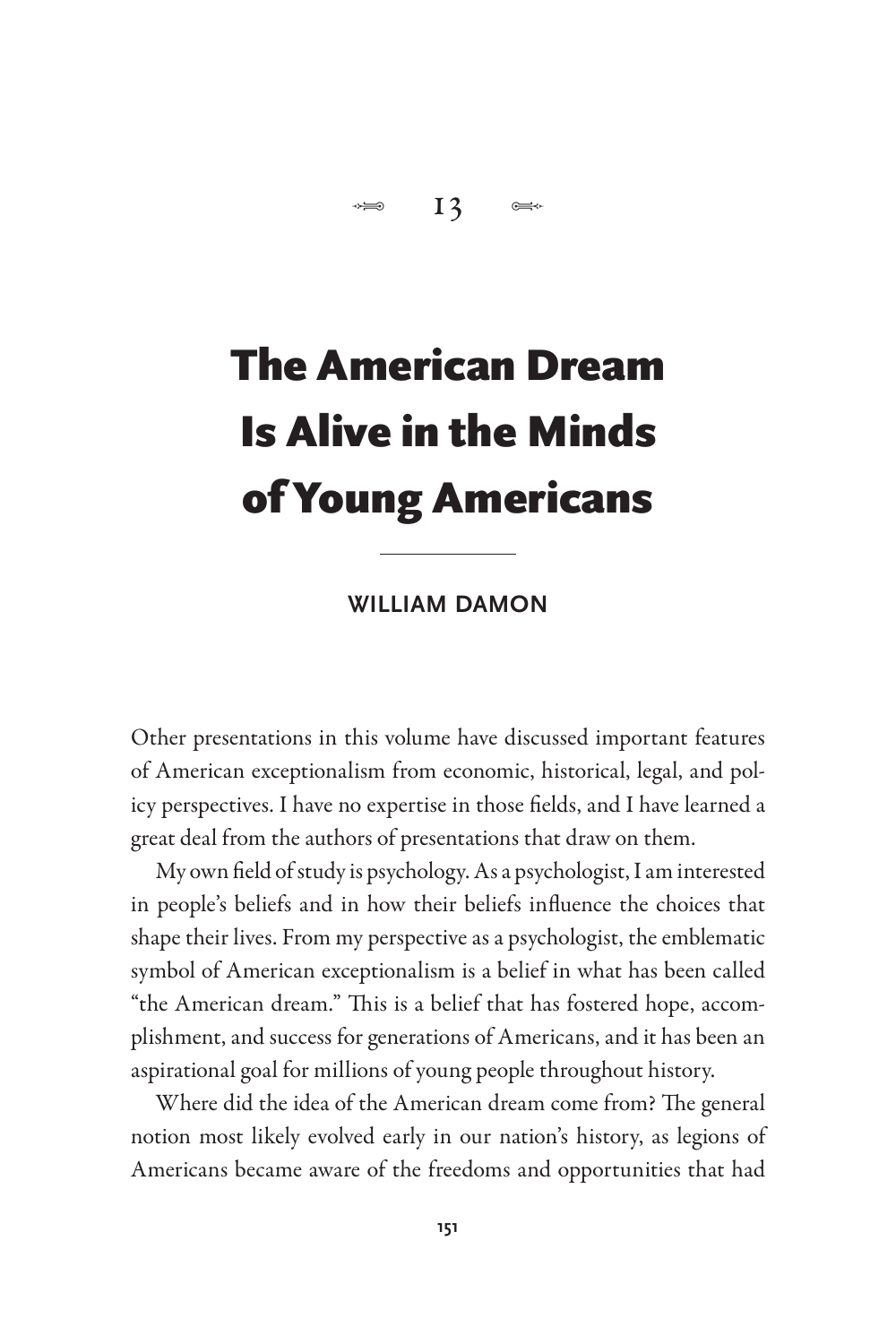13

# The American Dream Is Alive in the Minds of Young Americans

WILLIAM DAMON

Other presentations in this volume have discussed important features of American exceptionalism from economic, historical, legal, and policy perspectives. I have no expertise in those fields, and I have learned a great deal from the authors of presentations that draw on them.

My own field of study is psychology. As a psychologist, I am interested in people's beliefs and in how their beliefs influence the choices that shape their lives. From my perspective as a psychologist, the emblematic symbol of American exceptionalism is a belief in what has been called "the American dream." This is a belief that has fostered hope, accomplishment, and success for generations of Americans, and it has been an aspirational goal for millions of young people throughout history.

Where did the idea of the American dream come from? The general notion most likely evolved early in our nation's history, as legions of Americans became aware of the freedoms and opportunities that had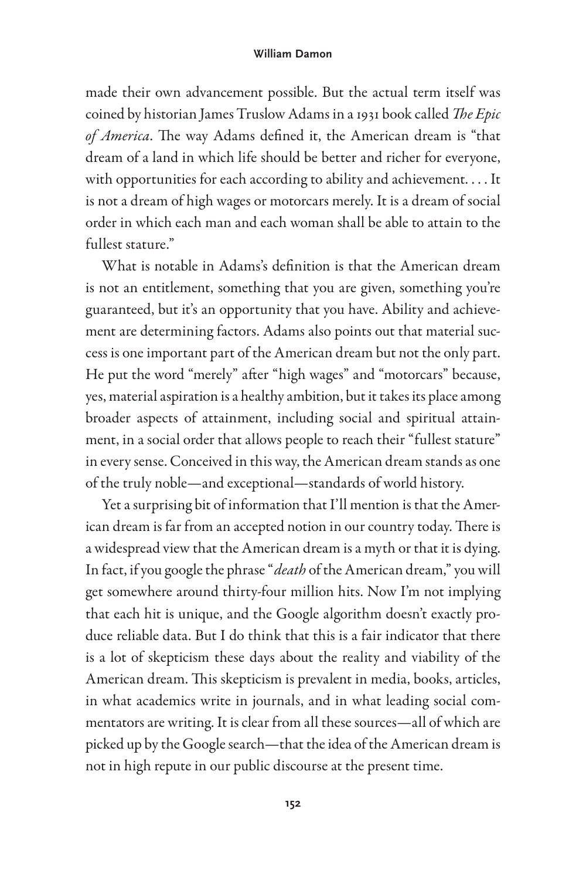made their own advancement possible. But the actual term itself was coined by historian James Truslow Adams in a 1931 book called *The Epic of America*. The way Adams defined it, the American dream is "that dream of a land in which life should be better and richer for everyone, with opportunities for each according to ability and achievement. . . . It is not a dream of high wages or motorcars merely. It is a dream of social order in which each man and each woman shall be able to attain to the fullest stature."

What is notable in Adams's definition is that the American dream is not an entitlement, something that you are given, something you're guaranteed, but it's an opportunity that you have. Ability and achievement are determining factors. Adams also points out that material success is one important part of the American dream but not the only part. He put the word "merely" after "high wages" and "motorcars" because, yes, material aspiration is a healthy ambition, but it takes its place among broader aspects of attainment, including social and spiritual attainment, in a social order that allows people to reach their "fullest stature" in every sense. Conceived in this way, the American dream stands as one of the truly noble—and exceptional—standards of world history.

Yet a surprising bit of information that I'll mention is that the American dream is far from an accepted notion in our country today. There is a widespread view that the American dream is a myth or that it is dying. In fact, if you google the phrase "*death* of the American dream," you will get somewhere around thirty-four million hits. Now I'm not implying that each hit is unique, and the Google algorithm doesn't exactly produce reliable data. But I do think that this is a fair indicator that there is a lot of skepticism these days about the reality and viability of the American dream. This skepticism is prevalent in media, books, articles, in what academics write in journals, and in what leading social commentators are writing. It is clear from all these sources—all of which are picked up by the Google search—that the idea of the American dream is not in high repute in our public discourse at the present time.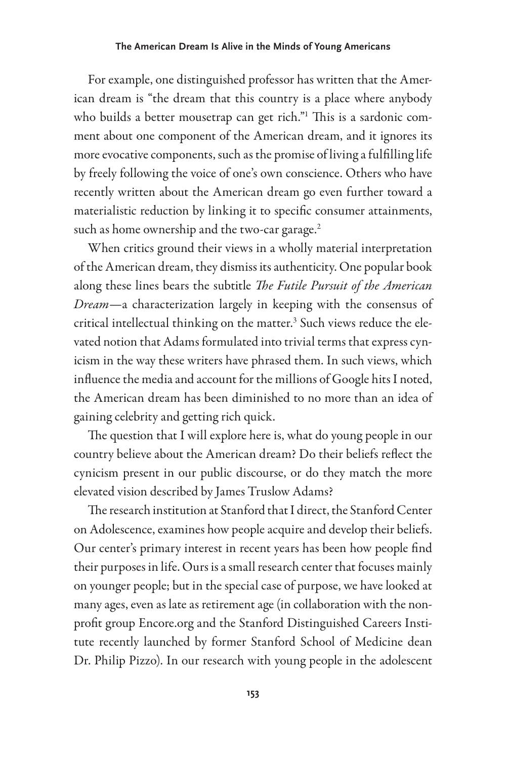For example, one distinguished professor has written that the American dream is "the dream that this country is a place where anybody who builds a better mousetrap can get rich."[1] This is a sardonic comment about one component of the American dream, and it ignores its more evocative components, such as the promise of living a fulfilling life by freely following the voice of one's own conscience. Others who have recently written about the American dream go even further toward a materialistic reduction by linking it to specific consumer attainments, such as home ownership and the two-car garage.[2]

When critics ground their views in a wholly material interpretation of the American dream, they dismiss its authenticity. One popular book along these lines bears the subtitle *The Futile Pursuit of the American Dream*—a characterization largely in keeping with the consensus of critical intellectual thinking on the matter.[3] Such views reduce the elevated notion that Adams formulated into trivial terms that express cynicism in the way these writers have phrased them. In such views, which influence the media and account for the millions of Google hits I noted, the American dream has been diminished to no more than an idea of gaining celebrity and getting rich quick.

The question that I will explore here is, what do young people in our country believe about the American dream? Do their beliefs reflect the cynicism present in our public discourse, or do they match the more elevated vision described by James Truslow Adams?

The research institution at Stanford that I direct, the Stanford Center on Adolescence, examines how people acquire and develop their beliefs. Our center's primary interest in recent years has been how people find their purposes in life. Ours is a small research center that focuses mainly on younger people; but in the special case of purpose, we have looked at many ages, even as late as retirement age (in collaboration with the nonprofit group Encore.org and the Stanford Distinguished Careers Institute recently launched by former Stanford School of Medicine dean Dr. Philip Pizzo). In our research with young people in the adolescent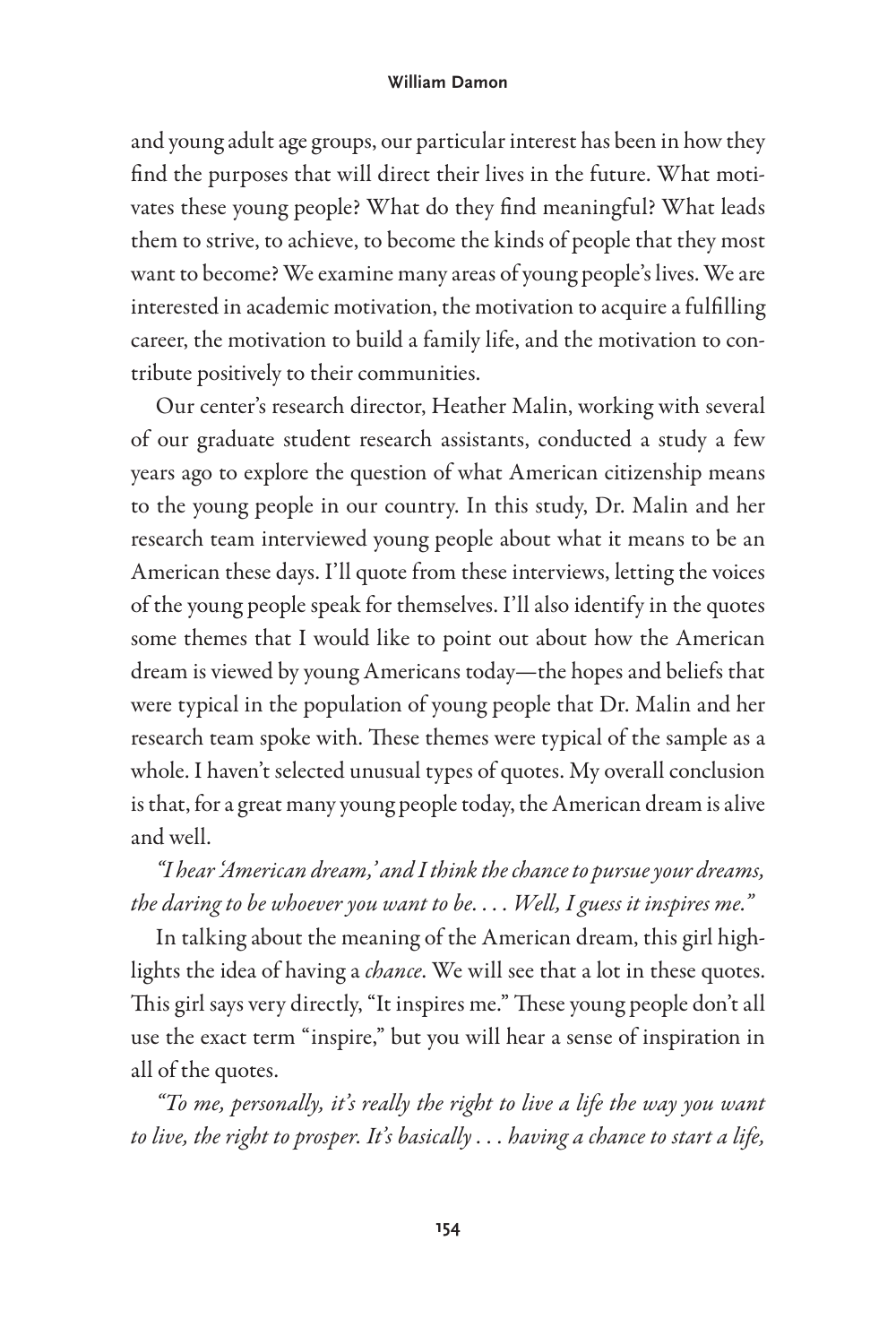and young adult age groups, our particular interest has been in how they find the purposes that will direct their lives in the future. What motivates these young people? What do they find meaningful? What leads them to strive, to achieve, to become the kinds of people that they most want to become? We examine many areas of young people's lives. We are interested in academic motivation, the motivation to acquire a fulfilling career, the motivation to build a family life, and the motivation to contribute positively to their communities.

Our center's research director, Heather Malin, working with several of our graduate student research assistants, conducted a study a few years ago to explore the question of what American citizenship means to the young people in our country. In this study, Dr. Malin and her research team interviewed young people about what it means to be an American these days. I'll quote from these interviews, letting the voices of the young people speak for themselves. I'll also identify in the quotes some themes that I would like to point out about how the American dream is viewed by young Americans today—the hopes and beliefs that were typical in the population of young people that Dr. Malin and her research team spoke with. These themes were typical of the sample as a whole. I haven't selected unusual types of quotes. My overall conclusion is that, for a great many young people today, the American dream is alive and well.

*"I hear 'American dream,' and I think the chance to pursue your dreams, the daring to be whoever you want to be. . . . Well, I guess it inspires me."*

In talking about the meaning of the American dream, this girl highlights the idea of having a *chance*. We will see that a lot in these quotes. This girl says very directly, "It inspires me." These young people don't all use the exact term "inspire," but you will hear a sense of inspiration in all of the quotes.

*"To me, personally, it's really the right to live a life the way you want to live, the right to prosper. It's basically . . . having a chance to start a life,*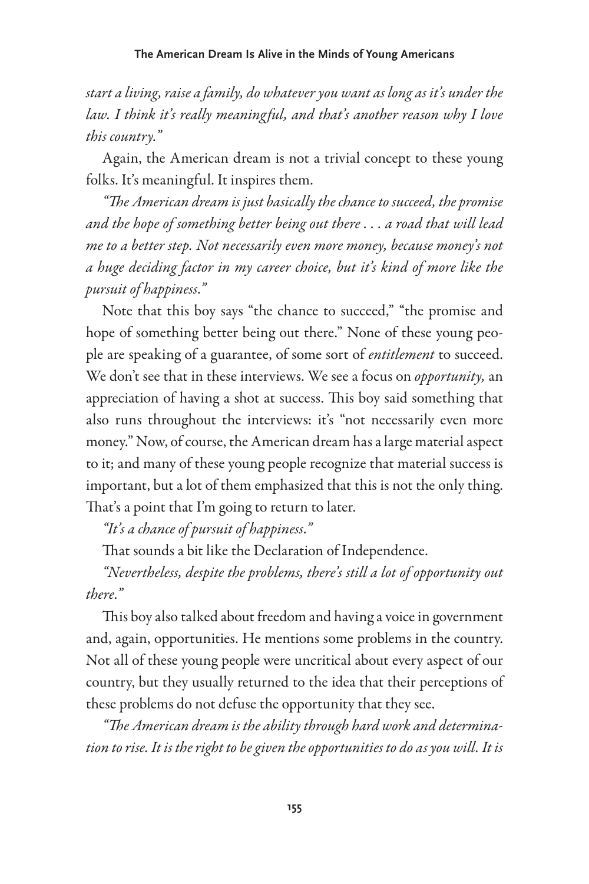*start a living, raise a family, do whatever you want as long as it's under the law. I think it's really meaningful, and that's another reason why I love this country."*

Again, the American dream is not a trivial concept to these young folks. It's meaningful. It inspires them.

*"The American dream is just basically the chance to succeed, the promise and the hope of something better being out there . . . a road that will lead me to a better step. Not necessarily even more money, because money's not a huge deciding factor in my career choice, but it's kind of more like the pursuit of happiness."*

Note that this boy says "the chance to succeed," "the promise and hope of something better being out there." None of these young people are speaking of a guarantee, of some sort of *entitlement* to succeed. We don't see that in these interviews. We see a focus on *opportunity,* an appreciation of having a shot at success. This boy said something that also runs throughout the interviews: it's "not necessarily even more money." Now, of course, the American dream has a large material aspect to it; and many of these young people recognize that material success is important, but a lot of them emphasized that this is not the only thing. That's a point that I'm going to return to later.

*"It's a chance of pursuit of happiness."*

That sounds a bit like the Declaration of Independence.

*"Nevertheless, despite the problems, there's still a lot of opportunity out there."*

This boy also talked about freedom and having a voice in government and, again, opportunities. He mentions some problems in the country. Not all of these young people were uncritical about every aspect of our country, but they usually returned to the idea that their perceptions of these problems do not defuse the opportunity that they see.

*"The American dream is the ability through hard work and determination to rise. It is the right to be given the opportunities to do as you will. It is*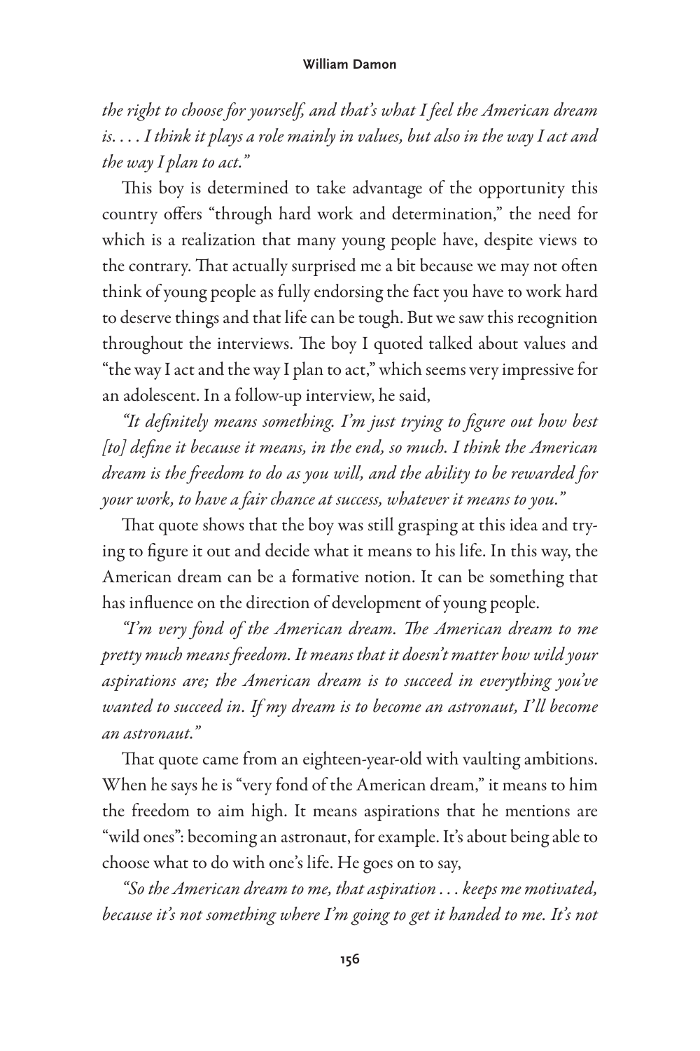*the right to choose for yourself, and that's what I feel the American dream is. . . . I think it plays a role mainly in values, but also in the way I act and the way I plan to act."*

This boy is determined to take advantage of the opportunity this country offers "through hard work and determination," the need for which is a realization that many young people have, despite views to the contrary. That actually surprised me a bit because we may not often think of young people as fully endorsing the fact you have to work hard to deserve things and that life can be tough. But we saw this recognition throughout the interviews. The boy I quoted talked about values and "the way I act and the way I plan to act," which seems very impressive for an adolescent. In a follow-up interview, he said,

*"It definitely means something. I'm just trying to figure out how best [to] define it because it means, in the end, so much. I think the American dream is the freedom to do as you will, and the ability to be rewarded for your work, to have a fair chance at success, whatever it means to you."*

That quote shows that the boy was still grasping at this idea and trying to figure it out and decide what it means to his life. In this way, the American dream can be a formative notion. It can be something that has influence on the direction of development of young people.

*"I'm very fond of the American dream. The American dream to me pretty much means freedom. It means that it doesn't matter how wild your aspirations are; the American dream is to succeed in everything you've wanted to succeed in. If my dream is to become an astronaut, I'll become an astronaut."*

That quote came from an eighteen-year-old with vaulting ambitions. When he says he is "very fond of the American dream," it means to him the freedom to aim high. It means aspirations that he mentions are "wild ones": becoming an astronaut, for example. It's about being able to choose what to do with one's life. He goes on to say,

*"So the American dream to me, that aspiration . . . keeps me motivated, because it's not something where I'm going to get it handed to me. It's not*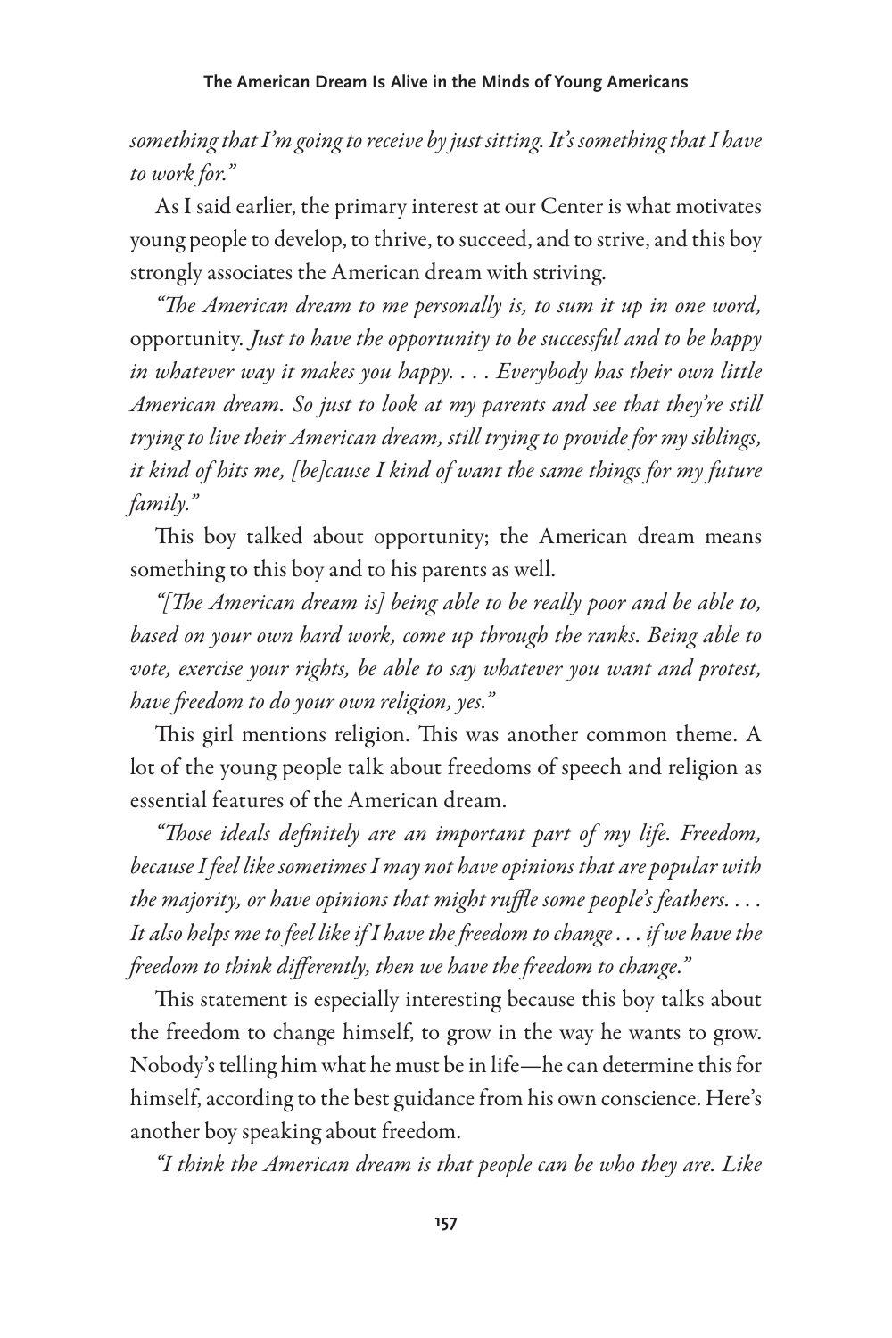*something that I'm going to receive by just sitting. It's something that I have to work for."*

As I said earlier, the primary interest at our Center is what motivates young people to develop, to thrive, to succeed, and to strive, and this boy strongly associates the American dream with striving.

*"The American dream to me personally is, to sum it up in one word,* opportunity. *Just to have the opportunity to be successful and to be happy in whatever way it makes you happy. . . . Everybody has their own little American dream. So just to look at my parents and see that they're still trying to live their American dream, still trying to provide for my siblings, it kind of hits me, [be]cause I kind of want the same things for my future family."*

This boy talked about opportunity; the American dream means something to this boy and to his parents as well.

*"[The American dream is] being able to be really poor and be able to, based on your own hard work, come up through the ranks. Being able to vote, exercise your rights, be able to say whatever you want and protest, have freedom to do your own religion, yes."*

This girl mentions religion. This was another common theme. A lot of the young people talk about freedoms of speech and religion as essential features of the American dream.

*"Those ideals definitely are an important part of my life. Freedom, because I feel like sometimes I may not have opinions that are popular with the majority, or have opinions that might ruffle some people's feathers. . . . It also helps me to feel like if I have the freedom to change . . . if we have the freedom to think differently, then we have the freedom to change."*

This statement is especially interesting because this boy talks about the freedom to change himself, to grow in the way he wants to grow. Nobody's telling him what he must be in life—he can determine this for himself, according to the best guidance from his own conscience. Here's another boy speaking about freedom.

*"I think the American dream is that people can be who they are. Like*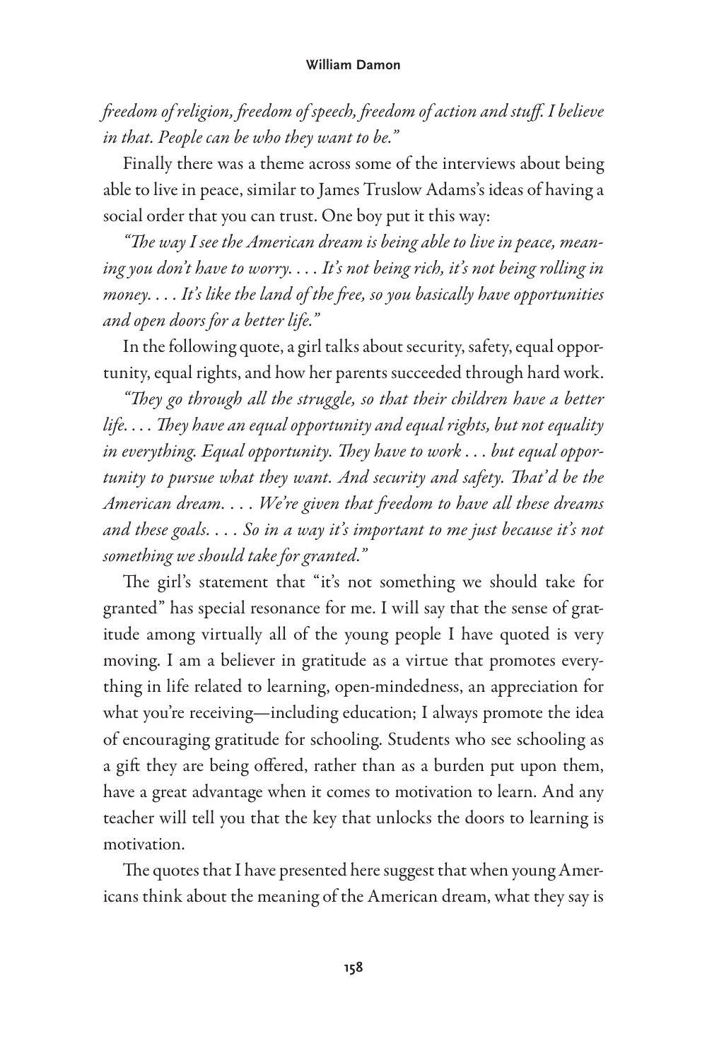*freedom of religion, freedom of speech, freedom of action and stuff. I believe in that. People can be who they want to be."*

Finally there was a theme across some of the interviews about being able to live in peace, similar to James Truslow Adams's ideas of having a social order that you can trust. One boy put it this way:

*"The way I see the American dream is being able to live in peace, meaning you don't have to worry. . . . It's not being rich, it's not being rolling in money. . . . It's like the land of the free, so you basically have opportunities and open doors for a better life."*

In the following quote, a girl talks about security, safety, equal opportunity, equal rights, and how her parents succeeded through hard work.

*"They go through all the struggle, so that their children have a better life. . . . They have an equal opportunity and equal rights, but not equality in everything. Equal opportunity. They have to work . . . but equal opportunity to pursue what they want. And security and safety. That'd be the American dream. . . . We're given that freedom to have all these dreams and these goals. . . . So in a way it's important to me just because it's not something we should take for granted."*

The girl's statement that "it's not something we should take for granted" has special resonance for me. I will say that the sense of gratitude among virtually all of the young people I have quoted is very moving. I am a believer in gratitude as a virtue that promotes everything in life related to learning, open-mindedness, an appreciation for what you're receiving—including education; I always promote the idea of encouraging gratitude for schooling. Students who see schooling as a gift they are being offered, rather than as a burden put upon them, have a great advantage when it comes to motivation to learn. And any teacher will tell you that the key that unlocks the doors to learning is motivation.

The quotes that I have presented here suggest that when young Americans think about the meaning of the American dream, what they say is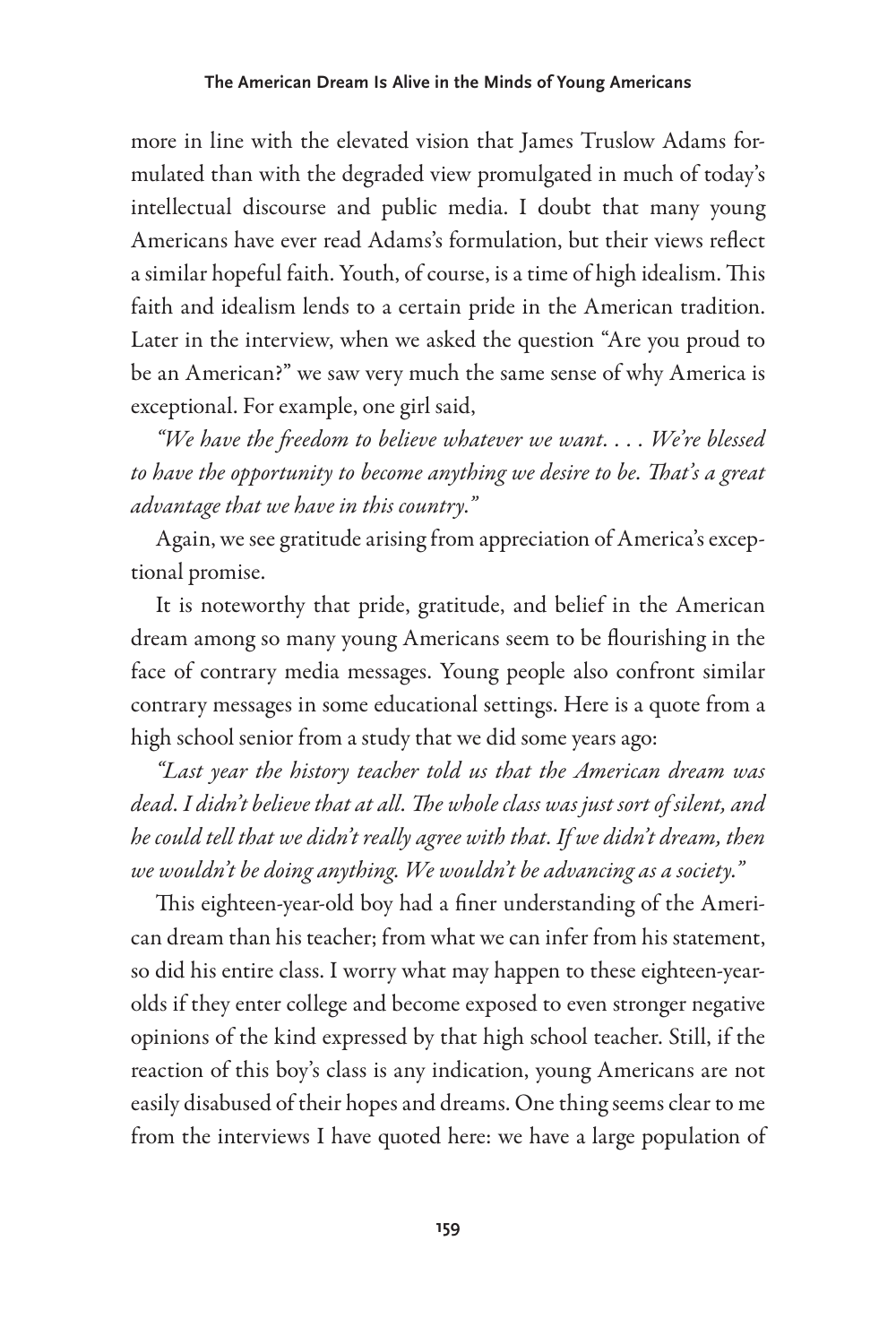more in line with the elevated vision that James Truslow Adams formulated than with the degraded view promulgated in much of today's intellectual discourse and public media. I doubt that many young Americans have ever read Adams's formulation, but their views reflect a similar hopeful faith. Youth, of course, is a time of high idealism. This faith and idealism lends to a certain pride in the American tradition. Later in the interview, when we asked the question "Are you proud to be an American?" we saw very much the same sense of why America is exceptional. For example, one girl said,

*"We have the freedom to believe whatever we want. . . . We're blessed to have the opportunity to become anything we desire to be. That's a great advantage that we have in this country."*

Again, we see gratitude arising from appreciation of America's exceptional promise.

It is noteworthy that pride, gratitude, and belief in the American dream among so many young Americans seem to be flourishing in the face of contrary media messages. Young people also confront similar contrary messages in some educational settings. Here is a quote from a high school senior from a study that we did some years ago:

*"Last year the history teacher told us that the American dream was dead. I didn't believe that at all. The whole class was just sort of silent, and he could tell that we didn't really agree with that. If we didn't dream, then we wouldn't be doing anything. We wouldn't be advancing as a society."*

This eighteen-year-old boy had a finer understanding of the American dream than his teacher; from what we can infer from his statement, so did his entire class. I worry what may happen to these eighteen-year-olds if they enter college and become exposed to even stronger negative opinions of the kind expressed by that high school teacher. Still, if the reaction of this boy's class is any indication, young Americans are not easily disabused of their hopes and dreams. One thing seems clear to me from the interviews I have quoted here: we have a large population of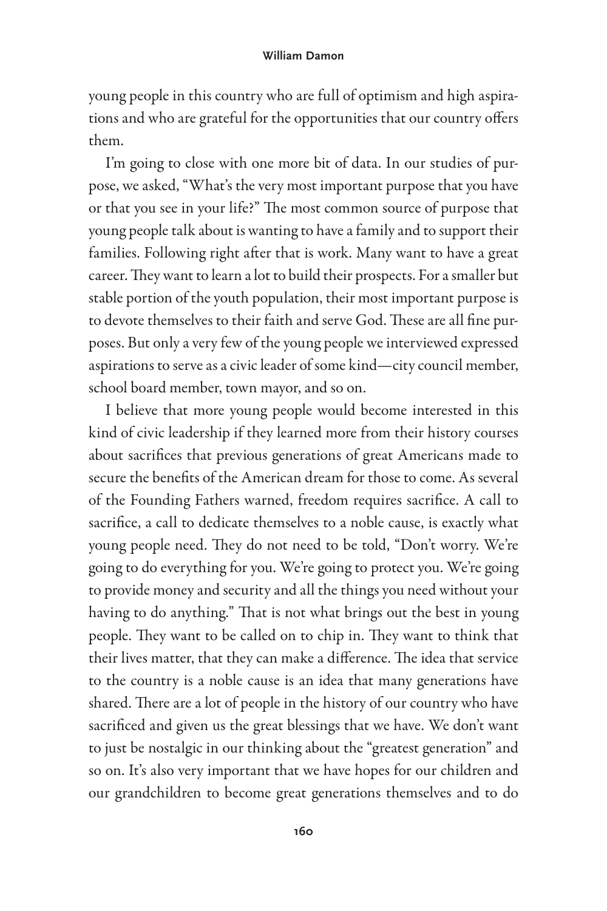young people in this country who are full of optimism and high aspirations and who are grateful for the opportunities that our country offers them.

I'm going to close with one more bit of data. In our studies of purpose, we asked, "What's the very most important purpose that you have or that you see in your life?" The most common source of purpose that young people talk about is wanting to have a family and to support their families. Following right after that is work. Many want to have a great career. They want to learn a lot to build their prospects. For a smaller but stable portion of the youth population, their most important purpose is to devote themselves to their faith and serve God. These are all fine purposes. But only a very few of the young people we interviewed expressed aspirations to serve as a civic leader of some kind—city council member, school board member, town mayor, and so on.

I believe that more young people would become interested in this kind of civic leadership if they learned more from their history courses about sacrifices that previous generations of great Americans made to secure the benefits of the American dream for those to come. As several of the Founding Fathers warned, freedom requires sacrifice. A call to sacrifice, a call to dedicate themselves to a noble cause, is exactly what young people need. They do not need to be told, "Don't worry. We're going to do everything for you. We're going to protect you. We're going to provide money and security and all the things you need without your having to do anything." That is not what brings out the best in young people. They want to be called on to chip in. They want to think that their lives matter, that they can make a difference. The idea that service to the country is a noble cause is an idea that many generations have shared. There are a lot of people in the history of our country who have sacrificed and given us the great blessings that we have. We don't want to just be nostalgic in our thinking about the "greatest generation" and so on. It's also very important that we have hopes for our children and our grandchildren to become great generations themselves and to do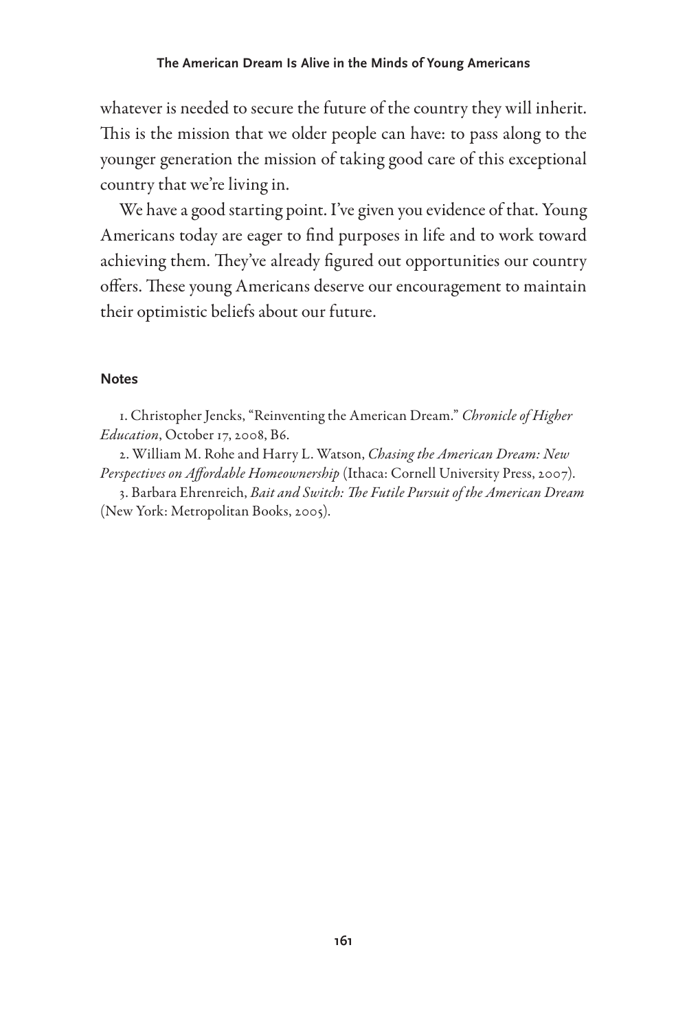whatever is needed to secure the future of the country they will inherit. This is the mission that we older people can have: to pass along to the younger generation the mission of taking good care of this exceptional country that we're living in.

We have a good starting point. I've given you evidence of that. Young Americans today are eager to find purposes in life and to work toward achieving them. They've already figured out opportunities our country offers. These young Americans deserve our encouragement to maintain their optimistic beliefs about our future.

### Notes

1. Christopher Jencks, "Reinventing the American Dream." *Chronicle of Higher Education*, October 17, 2008, B6.

2. William M. Rohe and Harry L. Watson, *Chasing the American Dream: New Perspectives on Affordable Homeownership* (Ithaca: Cornell University Press, 2007).

3. Barbara Ehrenreich, *Bait and Switch: The Futile Pursuit of the American Dream* (New York: Metropolitan Books, 2005).